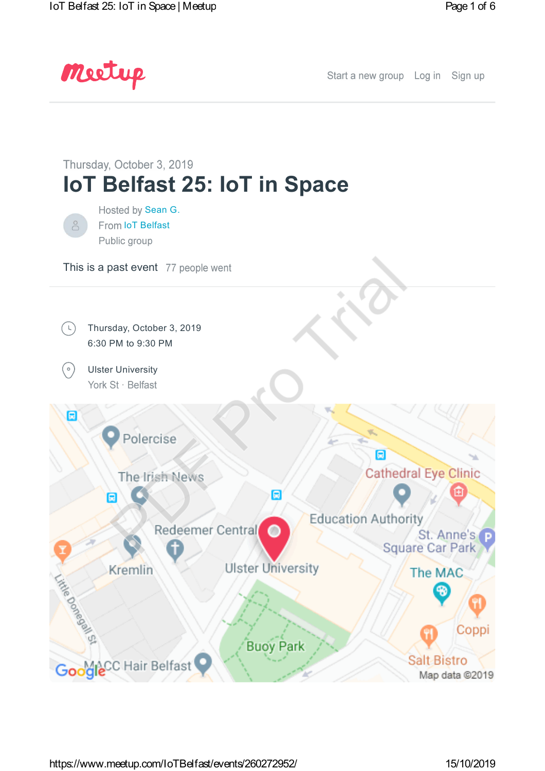meetup

Start a new group  Log in  Sign up

Thursday, October 3, 2019

# IoT Belfast 25: IoT in Space

Hosted by Sean G.
From IoT Belfast
Public group

This is a past event  77 people went

Thursday, October 3, 2019
6:30 PM to 9:30 PM

Ulster University
York St · Belfast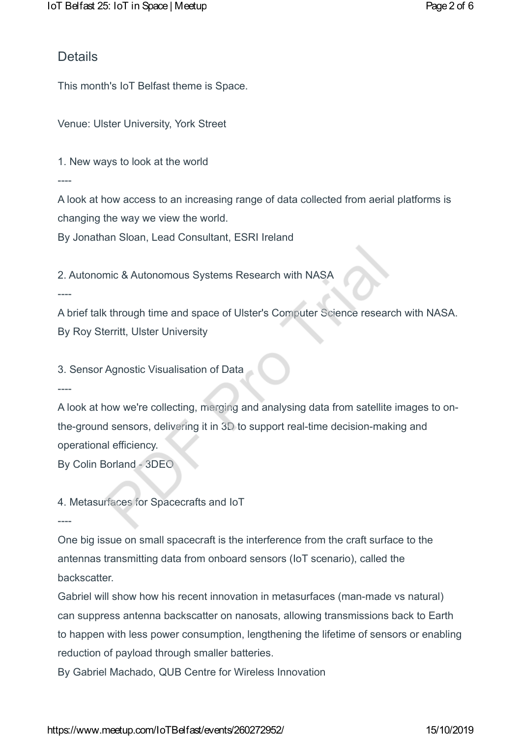## Details

This month's IoT Belfast theme is Space.

Venue: Ulster University, York Street

1. New ways to look at the world

----

A look at how access to an increasing range of data collected from aerial platforms is changing the way we view the world.
By Jonathan Sloan, Lead Consultant, ESRI Ireland

2. Autonomic & Autonomous Systems Research with NASA

----

A brief talk through time and space of Ulster's Computer Science research with NASA.
By Roy Sterritt, Ulster University

3. Sensor Agnostic Visualisation of Data

----

A look at how we're collecting, merging and analysing data from satellite images to on-the-ground sensors, delivering it in 3D to support real-time decision-making and operational efficiency.
By Colin Borland - 3DEO

4. Metasurfaces for Spacecrafts and IoT

----

One big issue on small spacecraft is the interference from the craft surface to the antennas transmitting data from onboard sensors (IoT scenario), called the backscatter.
Gabriel will show how his recent innovation in metasurfaces (man-made vs natural) can suppress antenna backscatter on nanosats, allowing transmissions back to Earth to happen with less power consumption, lengthening the lifetime of sensors or enabling reduction of payload through smaller batteries.
By Gabriel Machado, QUB Centre for Wireless Innovation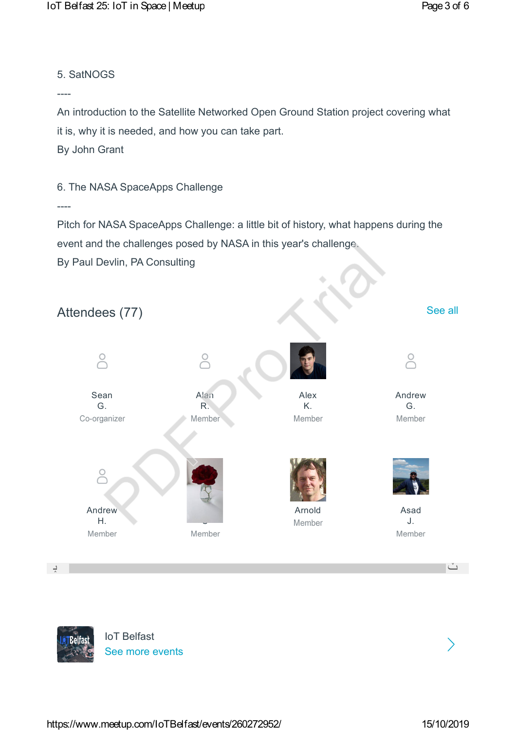5. SatNOGS

----

An introduction to the Satellite Networked Open Ground Station project covering what it is, why it is needed, and how you can take part.

By John Grant

6. The NASA SpaceApps Challenge

----

Pitch for NASA SpaceApps Challenge: a little bit of history, what happens during the event and the challenges posed by NASA in this year's challenge.

By Paul Devlin, PA Consulting

## Attendees (77)

See all

Sean G.
Co-organizer

Alan R.
Member

Alex K.
Member

Andrew G.
Member

Andrew H.
Member

Member

Arnold
Member

Asad J.
Member

IoT Belfast

See more events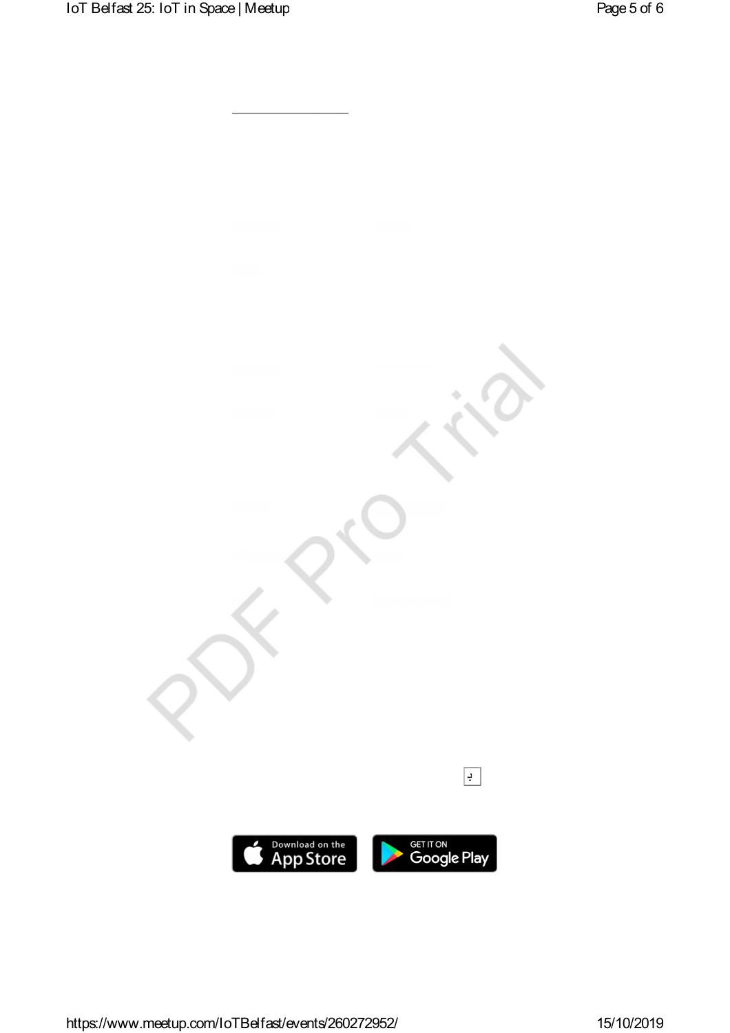Download on the App Store

GET IT ON Google Play